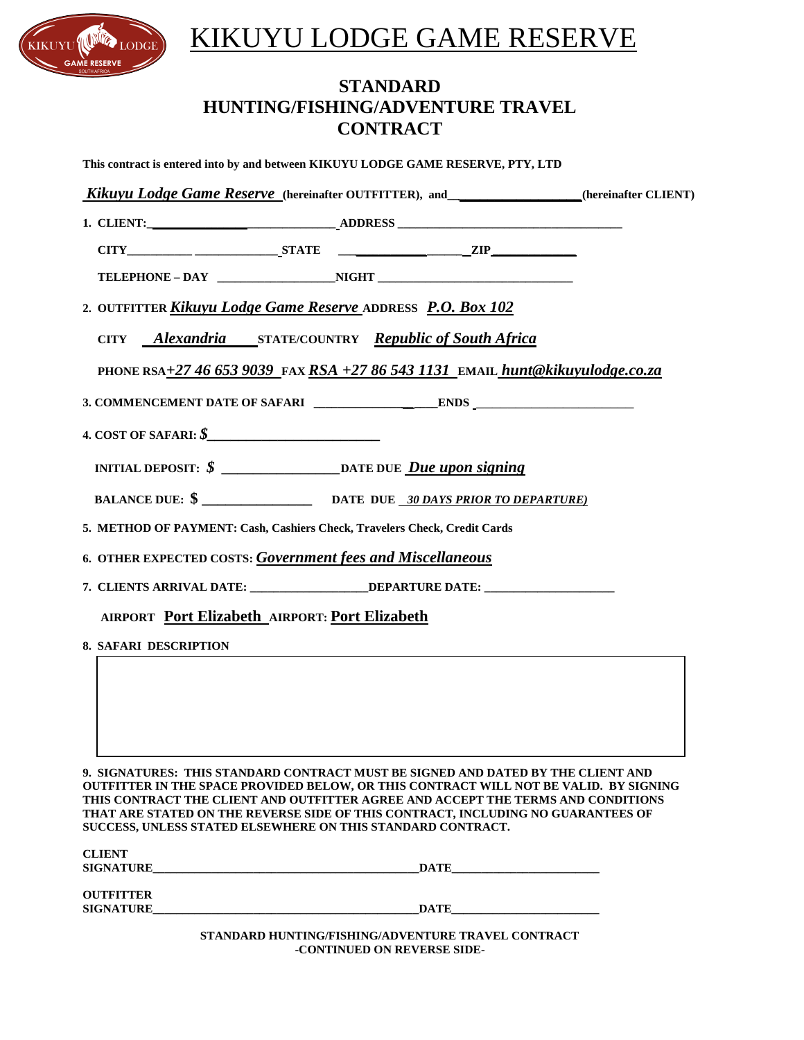# KIKUYU LODGE GAME RESERVE

## STANDARD HUNTING/FISHING/ADVENTURE TRAVEL CONTRACT

**This contract is entered into by and between KIKUYU LODGE GAME RESERVE, PTY, LTD**

***Kikuyu Lodge Game Reserve*** **(hereinafter OUTFITTER), and____________________(hereinafter CLIENT)**

**1. CLIENT:______________________________ ADDRESS ____________________________________**

**CITY__________ ______________ STATE ____________________ ZIP_____________**

**TELEPHONE – DAY ___________________ NIGHT _______________________________**

**2. OUTFITTER** ***Kikuyu Lodge Game Reserve*** **ADDRESS** ***P.O. Box 102***

**CITY** ***Alexandria*** **STATE/COUNTRY** ***Republic of South Africa***

**PHONE RSA*****+27 46 653 9039*** **FAX** ***RSA +27 86 543 1131*** **EMAIL** ***hunt@kikuyulodge.co.za***

**3. COMMENCEMENT DATE OF SAFARI ____________________ ENDS _________________________**

**4. COST OF SAFARI: *$*___________________________**

**INITIAL DEPOSIT: *$* _________________ DATE DUE *Due upon signing***

**BALANCE DUE: $ _________________ DATE DUE *30 DAYS PRIOR TO DEPARTURE)***

**5. METHOD OF PAYMENT: Cash, Cashiers Check, Travelers Check, Credit Cards**

**6. OTHER EXPECTED COSTS: *Government fees and Miscellaneous***

**7. CLIENTS ARRIVAL DATE: ___________________ DEPARTURE DATE: _____________________**

**AIRPORT Port Elizabeth AIRPORT: Port Elizabeth**

**8. SAFARI DESCRIPTION**

|   |
|---|
|   |

**9. SIGNATURES: THIS STANDARD CONTRACT MUST BE SIGNED AND DATED BY THE CLIENT AND OUTFITTER IN THE SPACE PROVIDED BELOW, OR THIS CONTRACT WILL NOT BE VALID. BY SIGNING THIS CONTRACT THE CLIENT AND OUTFITTER AGREE AND ACCEPT THE TERMS AND CONDITIONS THAT ARE STATED ON THE REVERSE SIDE OF THIS CONTRACT, INCLUDING NO GUARANTEES OF SUCCESS, UNLESS STATED ELSEWHERE ON THIS STANDARD CONTRACT.**

**CLIENT SIGNATURE_____________________________________________DATE_________________________**

**OUTFITTER SIGNATURE_____________________________________________DATE_________________________**

**STANDARD HUNTING/FISHING/ADVENTURE TRAVEL CONTRACT**
**-CONTINUED ON REVERSE SIDE-**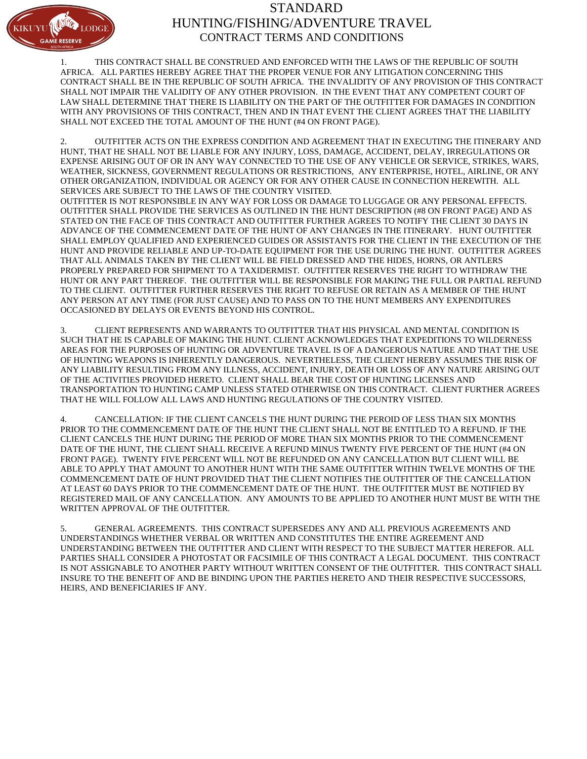# STANDARD HUNTING/FISHING/ADVENTURE TRAVEL

## CONTRACT TERMS AND CONDITIONS

1. THIS CONTRACT SHALL BE CONSTRUED AND ENFORCED WITH THE LAWS OF THE REPUBLIC OF SOUTH AFRICA. ALL PARTIES HEREBY AGREE THAT THE PROPER VENUE FOR ANY LITIGATION CONCERNING THIS CONTRACT SHALL BE IN THE REPUBLIC OF SOUTH AFRICA. THE INVALIDITY OF ANY PROVISION OF THIS CONTRACT SHALL NOT IMPAIR THE VALIDITY OF ANY OTHER PROVISION. IN THE EVENT THAT ANY COMPETENT COURT OF LAW SHALL DETERMINE THAT THERE IS LIABILITY ON THE PART OF THE OUTFITTER FOR DAMAGES IN CONDITION WITH ANY PROVISIONS OF THIS CONTRACT, THEN AND IN THAT EVENT THE CLIENT AGREES THAT THE LIABILITY SHALL NOT EXCEED THE TOTAL AMOUNT OF THE HUNT (#4 ON FRONT PAGE).

2. OUTFITTER ACTS ON THE EXPRESS CONDITION AND AGREEMENT THAT IN EXECUTING THE ITINERARY AND HUNT, THAT HE SHALL NOT BE LIABLE FOR ANY INJURY, LOSS, DAMAGE, ACCIDENT, DELAY, IRREGULATIONS OR EXPENSE ARISING OUT OF OR IN ANY WAY CONNECTED TO THE USE OF ANY VEHICLE OR SERVICE, STRIKES, WARS, WEATHER, SICKNESS, GOVERNMENT REGULATIONS OR RESTRICTIONS, ANY ENTERPRISE, HOTEL, AIRLINE, OR ANY OTHER ORGANIZATION, INDIVIDUAL OR AGENCY OR FOR ANY OTHER CAUSE IN CONNECTION HEREWITH. ALL SERVICES ARE SUBJECT TO THE LAWS OF THE COUNTRY VISITED.
OUTFITTER IS NOT RESPONSIBLE IN ANY WAY FOR LOSS OR DAMAGE TO LUGGAGE OR ANY PERSONAL EFFECTS. OUTFITTER SHALL PROVIDE THE SERVICES AS OUTLINED IN THE HUNT DESCRIPTION (#8 ON FRONT PAGE) AND AS STATED ON THE FACE OF THIS CONTRACT AND OUTFITTER FURTHER AGREES TO NOTIFY THE CLIENT 30 DAYS IN ADVANCE OF THE COMMENCEMENT DATE OF THE HUNT OF ANY CHANGES IN THE ITINERARY. HUNT OUTFITTER SHALL EMPLOY QUALIFIED AND EXPERIENCED GUIDES OR ASSISTANTS FOR THE CLIENT IN THE EXECUTION OF THE HUNT AND PROVIDE RELIABLE AND UP-TO-DATE EQUIPMENT FOR THE USE DURING THE HUNT. OUTFITTER AGREES THAT ALL ANIMALS TAKEN BY THE CLIENT WILL BE FIELD DRESSED AND THE HIDES, HORNS, OR ANTLERS PROPERLY PREPARED FOR SHIPMENT TO A TAXIDERMIST. OUTFITTER RESERVES THE RIGHT TO WITHDRAW THE HUNT OR ANY PART THEREOF. THE OUTFITTER WILL BE RESPONSIBLE FOR MAKING THE FULL OR PARTIAL REFUND TO THE CLIENT. OUTFITTER FURTHER RESERVES THE RIGHT TO REFUSE OR RETAIN AS A MEMBER OF THE HUNT ANY PERSON AT ANY TIME (FOR JUST CAUSE) AND TO PASS ON TO THE HUNT MEMBERS ANY EXPENDITURES OCCASIONED BY DELAYS OR EVENTS BEYOND HIS CONTROL.

3. CLIENT REPRESENTS AND WARRANTS TO OUTFITTER THAT HIS PHYSICAL AND MENTAL CONDITION IS SUCH THAT HE IS CAPABLE OF MAKING THE HUNT. CLIENT ACKNOWLEDGES THAT EXPEDITIONS TO WILDERNESS AREAS FOR THE PURPOSES OF HUNTING OR ADVENTURE TRAVEL IS OF A DANGEROUS NATURE AND THAT THE USE OF HUNTING WEAPONS IS INHERENTLY DANGEROUS. NEVERTHELESS, THE CLIENT HEREBY ASSUMES THE RISK OF ANY LIABILITY RESULTING FROM ANY ILLNESS, ACCIDENT, INJURY, DEATH OR LOSS OF ANY NATURE ARISING OUT OF THE ACTIVITIES PROVIDED HERETO. CLIENT SHALL BEAR THE COST OF HUNTING LICENSES AND TRANSPORTATION TO HUNTING CAMP UNLESS STATED OTHERWISE ON THIS CONTRACT. CLIENT FURTHER AGREES THAT HE WILL FOLLOW ALL LAWS AND HUNTING REGULATIONS OF THE COUNTRY VISITED.

4. CANCELLATION: IF THE CLIENT CANCELS THE HUNT DURING THE PEROID OF LESS THAN SIX MONTHS PRIOR TO THE COMMENCEMENT DATE OF THE HUNT THE CLIENT SHALL NOT BE ENTITLED TO A REFUND. IF THE CLIENT CANCELS THE HUNT DURING THE PERIOD OF MORE THAN SIX MONTHS PRIOR TO THE COMMENCEMENT DATE OF THE HUNT, THE CLIENT SHALL RECEIVE A REFUND MINUS TWENTY FIVE PERCENT OF THE HUNT (#4 ON FRONT PAGE). TWENTY FIVE PERCENT WILL NOT BE REFUNDED ON ANY CANCELLATION BUT CLIENT WILL BE ABLE TO APPLY THAT AMOUNT TO ANOTHER HUNT WITH THE SAME OUTFITTER WITHIN TWELVE MONTHS OF THE COMMENCEMENT DATE OF HUNT PROVIDED THAT THE CLIENT NOTIFIES THE OUTFITTER OF THE CANCELLATION AT LEAST 60 DAYS PRIOR TO THE COMMENCEMENT DATE OF THE HUNT. THE OUTFITTER MUST BE NOTIFIED BY REGISTERED MAIL OF ANY CANCELLATION. ANY AMOUNTS TO BE APPLIED TO ANOTHER HUNT MUST BE WITH THE WRITTEN APPROVAL OF THE OUTFITTER.

5. GENERAL AGREEMENTS. THIS CONTRACT SUPERSEDES ANY AND ALL PREVIOUS AGREEMENTS AND UNDERSTANDINGS WHETHER VERBAL OR WRITTEN AND CONSTITUTES THE ENTIRE AGREEMENT AND UNDERSTANDING BETWEEN THE OUTFITTER AND CLIENT WITH RESPECT TO THE SUBJECT MATTER HEREFOR. ALL PARTIES SHALL CONSIDER A PHOTOSTAT OR FACSIMILE OF THIS CONTRACT A LEGAL DOCUMENT. THIS CONTRACT IS NOT ASSIGNABLE TO ANOTHER PARTY WITHOUT WRITTEN CONSENT OF THE OUTFITTER. THIS CONTRACT SHALL INSURE TO THE BENEFIT OF AND BE BINDING UPON THE PARTIES HERETO AND THEIR RESPECTIVE SUCCESSORS, HEIRS, AND BENEFICIARIES IF ANY.